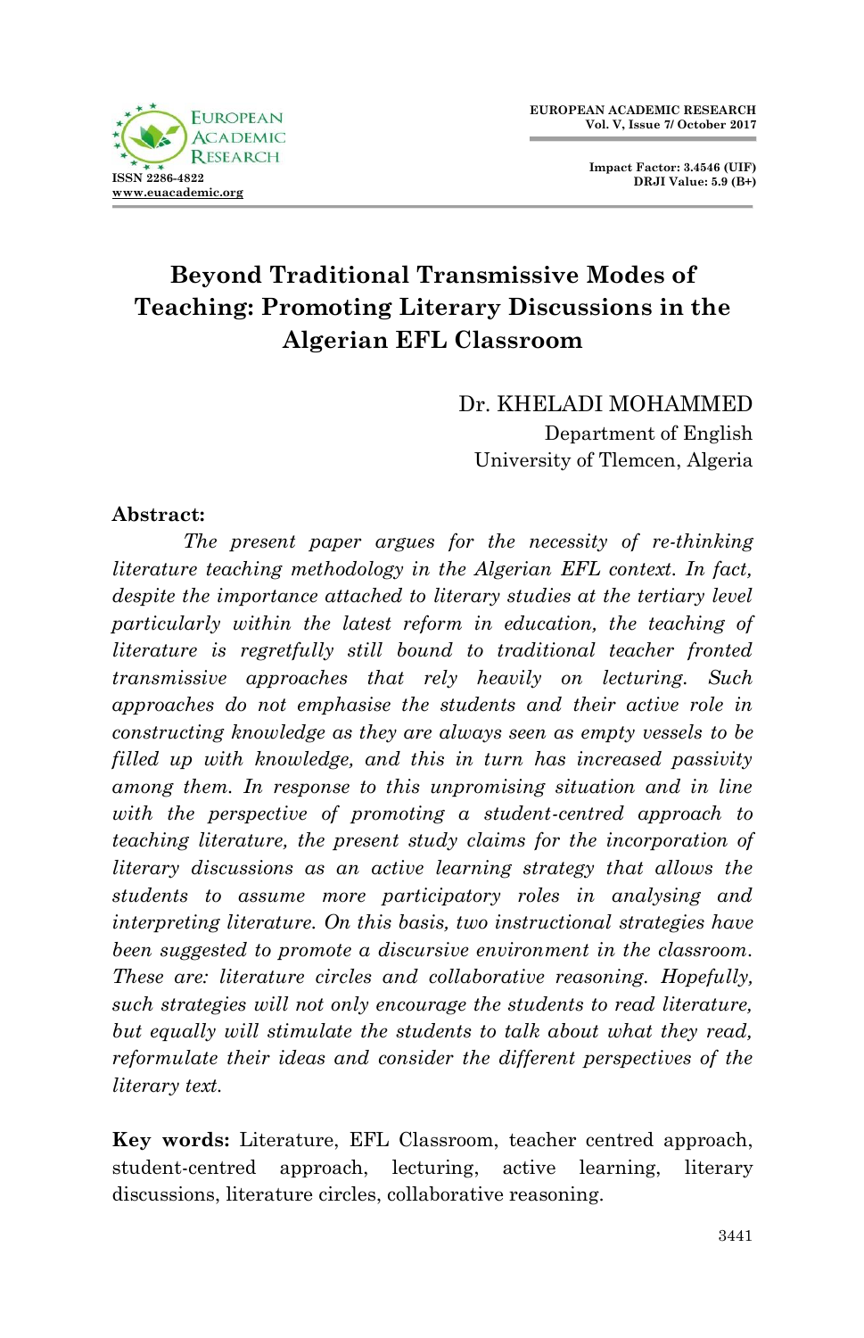# Beyond Traditional Transmissive Modes of Teaching: Promoting Literary Discussions in the Algerian EFL Classroom

Dr. KHELADI MOHAMMED
Department of English
University of Tlemcen, Algeria

**Abstract:**

*The present paper argues for the necessity of re-thinking literature teaching methodology in the Algerian EFL context. In fact, despite the importance attached to literary studies at the tertiary level particularly within the latest reform in education, the teaching of literature is regretfully still bound to traditional teacher fronted transmissive approaches that rely heavily on lecturing. Such approaches do not emphasise the students and their active role in constructing knowledge as they are always seen as empty vessels to be filled up with knowledge, and this in turn has increased passivity among them. In response to this unpromising situation and in line with the perspective of promoting a student-centred approach to teaching literature, the present study claims for the incorporation of literary discussions as an active learning strategy that allows the students to assume more participatory roles in analysing and interpreting literature. On this basis, two instructional strategies have been suggested to promote a discursive environment in the classroom. These are: literature circles and collaborative reasoning. Hopefully, such strategies will not only encourage the students to read literature, but equally will stimulate the students to talk about what they read, reformulate their ideas and consider the different perspectives of the literary text.*

**Key words:** Literature, EFL Classroom, teacher centred approach, student-centred approach, lecturing, active learning, literary discussions, literature circles, collaborative reasoning.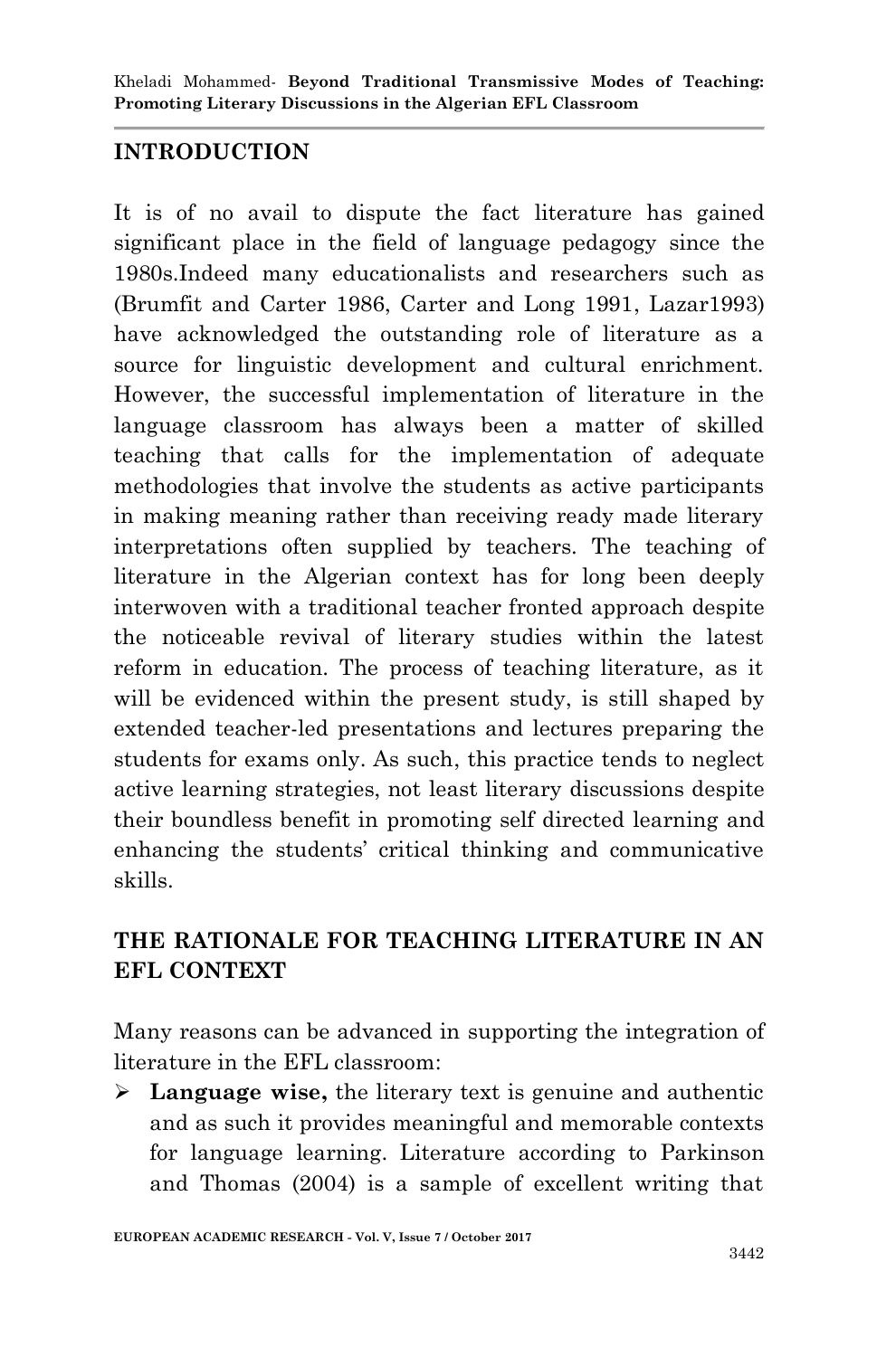## INTRODUCTION

It is of no avail to dispute the fact literature has gained significant place in the field of language pedagogy since the 1980s.Indeed many educationalists and researchers such as (Brumfit and Carter 1986, Carter and Long 1991, Lazar1993) have acknowledged the outstanding role of literature as a source for linguistic development and cultural enrichment. However, the successful implementation of literature in the language classroom has always been a matter of skilled teaching that calls for the implementation of adequate methodologies that involve the students as active participants in making meaning rather than receiving ready made literary interpretations often supplied by teachers. The teaching of literature in the Algerian context has for long been deeply interwoven with a traditional teacher fronted approach despite the noticeable revival of literary studies within the latest reform in education. The process of teaching literature, as it will be evidenced within the present study, is still shaped by extended teacher-led presentations and lectures preparing the students for exams only. As such, this practice tends to neglect active learning strategies, not least literary discussions despite their boundless benefit in promoting self directed learning and enhancing the students' critical thinking and communicative skills.

## THE RATIONALE FOR TEACHING LITERATURE IN AN EFL CONTEXT

Many reasons can be advanced in supporting the integration of literature in the EFL classroom:

- **Language wise,** the literary text is genuine and authentic and as such it provides meaningful and memorable contexts for language learning. Literature according to Parkinson and Thomas (2004) is a sample of excellent writing that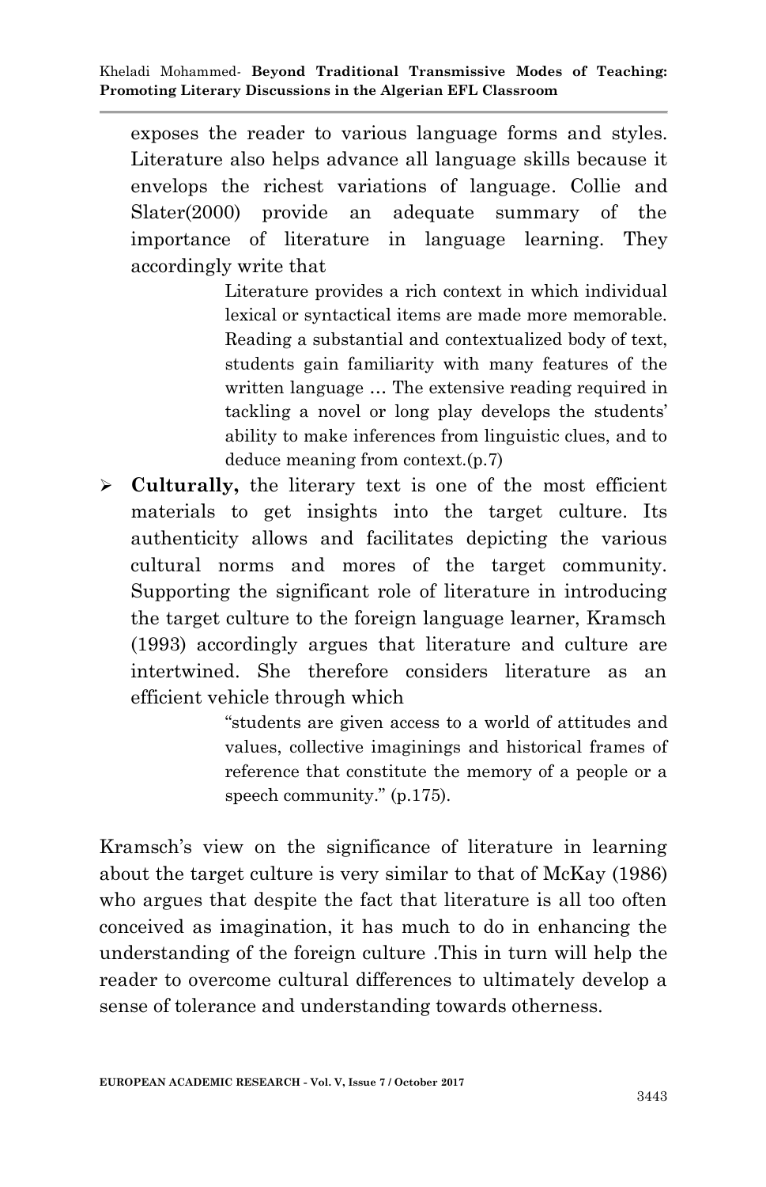exposes the reader to various language forms and styles. Literature also helps advance all language skills because it envelops the richest variations of language. Collie and Slater(2000) provide an adequate summary of the importance of literature in language learning. They accordingly write that

> Literature provides a rich context in which individual lexical or syntactical items are made more memorable. Reading a substantial and contextualized body of text, students gain familiarity with many features of the written language … The extensive reading required in tackling a novel or long play develops the students' ability to make inferences from linguistic clues, and to deduce meaning from context.(p.7)

- **Culturally,** the literary text is one of the most efficient materials to get insights into the target culture. Its authenticity allows and facilitates depicting the various cultural norms and mores of the target community. Supporting the significant role of literature in introducing the target culture to the foreign language learner, Kramsch (1993) accordingly argues that literature and culture are intertwined. She therefore considers literature as an efficient vehicle through which

> "students are given access to a world of attitudes and values, collective imaginings and historical frames of reference that constitute the memory of a people or a speech community." (p.175).

Kramsch's view on the significance of literature in learning about the target culture is very similar to that of McKay (1986) who argues that despite the fact that literature is all too often conceived as imagination, it has much to do in enhancing the understanding of the foreign culture .This in turn will help the reader to overcome cultural differences to ultimately develop a sense of tolerance and understanding towards otherness.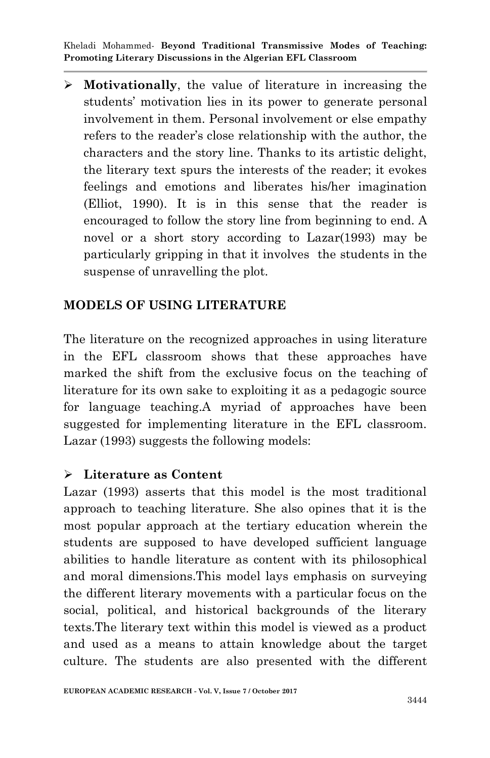- **Motivationally**, the value of literature in increasing the students' motivation lies in its power to generate personal involvement in them. Personal involvement or else empathy refers to the reader's close relationship with the author, the characters and the story line. Thanks to its artistic delight, the literary text spurs the interests of the reader; it evokes feelings and emotions and liberates his/her imagination (Elliot, 1990). It is in this sense that the reader is encouraged to follow the story line from beginning to end. A novel or a short story according to Lazar(1993) may be particularly gripping in that it involves the students in the suspense of unravelling the plot.

## MODELS OF USING LITERATURE

The literature on the recognized approaches in using literature in the EFL classroom shows that these approaches have marked the shift from the exclusive focus on the teaching of literature for its own sake to exploiting it as a pedagogic source for language teaching.A myriad of approaches have been suggested for implementing literature in the EFL classroom. Lazar (1993) suggests the following models:

- **Literature as Content**

Lazar (1993) asserts that this model is the most traditional approach to teaching literature. She also opines that it is the most popular approach at the tertiary education wherein the students are supposed to have developed sufficient language abilities to handle literature as content with its philosophical and moral dimensions.This model lays emphasis on surveying the different literary movements with a particular focus on the social, political, and historical backgrounds of the literary texts.The literary text within this model is viewed as a product and used as a means to attain knowledge about the target culture. The students are also presented with the different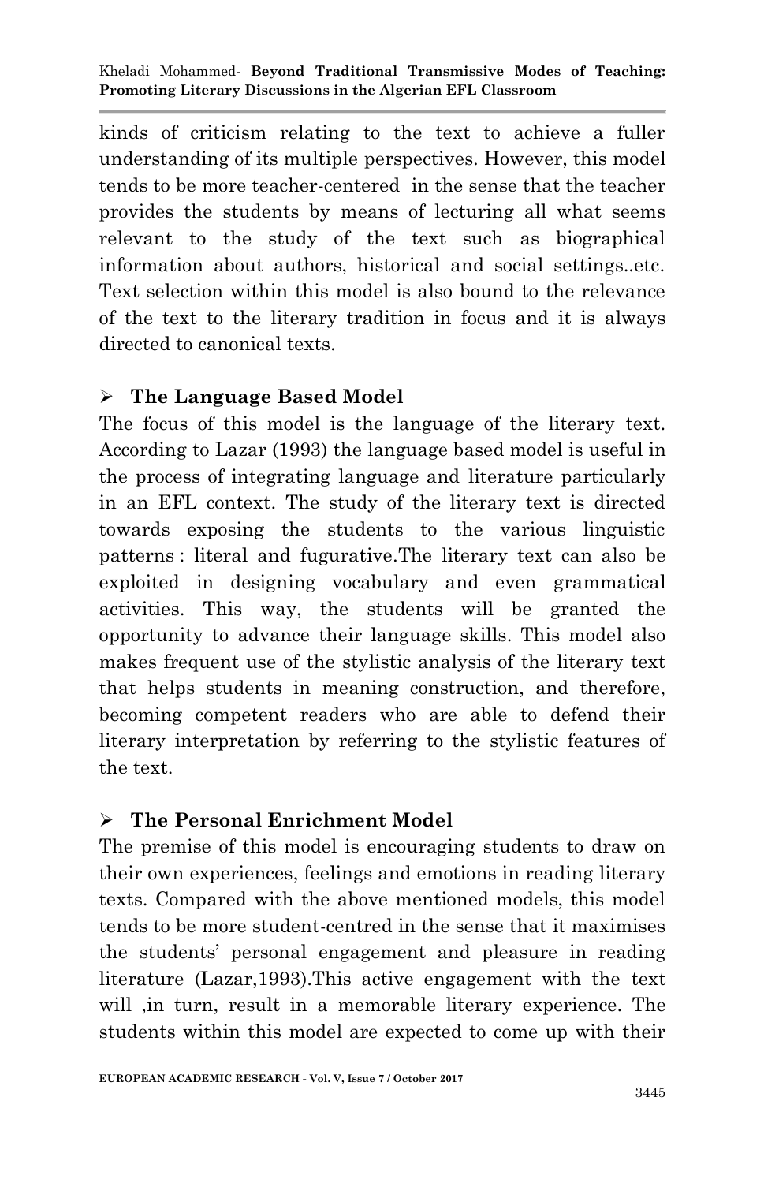kinds of criticism relating to the text to achieve a fuller understanding of its multiple perspectives. However, this model tends to be more teacher-centered in the sense that the teacher provides the students by means of lecturing all what seems relevant to the study of the text such as biographical information about authors, historical and social settings..etc. Text selection within this model is also bound to the relevance of the text to the literary tradition in focus and it is always directed to canonical texts.

➢ **The Language Based Model**

The focus of this model is the language of the literary text. According to Lazar (1993) the language based model is useful in the process of integrating language and literature particularly in an EFL context. The study of the literary text is directed towards exposing the students to the various linguistic patterns : literal and fugurative.The literary text can also be exploited in designing vocabulary and even grammatical activities. This way, the students will be granted the opportunity to advance their language skills. This model also makes frequent use of the stylistic analysis of the literary text that helps students in meaning construction, and therefore, becoming competent readers who are able to defend their literary interpretation by referring to the stylistic features of the text.

➢ **The Personal Enrichment Model**

The premise of this model is encouraging students to draw on their own experiences, feelings and emotions in reading literary texts. Compared with the above mentioned models, this model tends to be more student-centred in the sense that it maximises the students' personal engagement and pleasure in reading literature (Lazar,1993).This active engagement with the text will ,in turn, result in a memorable literary experience. The students within this model are expected to come up with their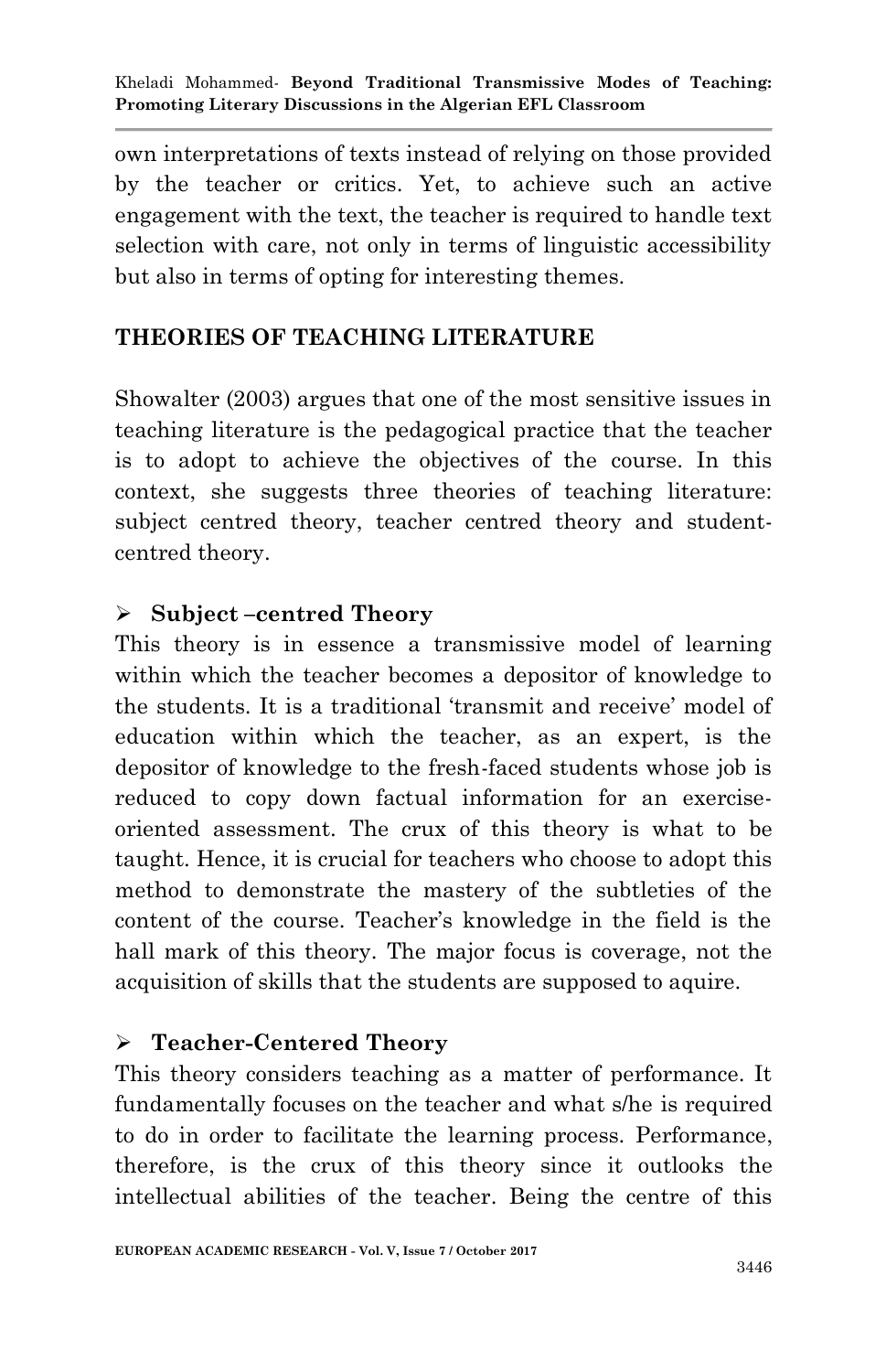own interpretations of texts instead of relying on those provided by the teacher or critics. Yet, to achieve such an active engagement with the text, the teacher is required to handle text selection with care, not only in terms of linguistic accessibility but also in terms of opting for interesting themes.

## THEORIES OF TEACHING LITERATURE

Showalter (2003) argues that one of the most sensitive issues in teaching literature is the pedagogical practice that the teacher is to adopt to achieve the objectives of the course. In this context, she suggests three theories of teaching literature: subject centred theory, teacher centred theory and student-centred theory.

### ➢ Subject –centred Theory

This theory is in essence a transmissive model of learning within which the teacher becomes a depositor of knowledge to the students. It is a traditional 'transmit and receive' model of education within which the teacher, as an expert, is the depositor of knowledge to the fresh-faced students whose job is reduced to copy down factual information for an exercise-oriented assessment. The crux of this theory is what to be taught. Hence, it is crucial for teachers who choose to adopt this method to demonstrate the mastery of the subtleties of the content of the course. Teacher's knowledge in the field is the hall mark of this theory. The major focus is coverage, not the acquisition of skills that the students are supposed to aquire.

### ➢ Teacher-Centered Theory

This theory considers teaching as a matter of performance. It fundamentally focuses on the teacher and what s/he is required to do in order to facilitate the learning process. Performance, therefore, is the crux of this theory since it outlooks the intellectual abilities of the teacher. Being the centre of this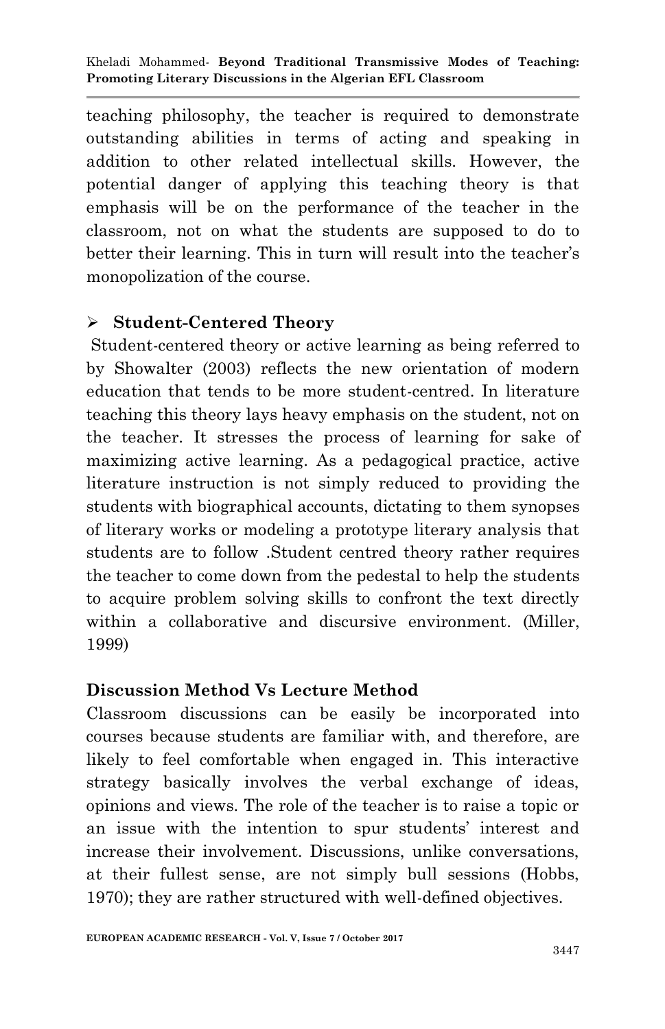teaching philosophy, the teacher is required to demonstrate outstanding abilities in terms of acting and speaking in addition to other related intellectual skills. However, the potential danger of applying this teaching theory is that emphasis will be on the performance of the teacher in the classroom, not on what the students are supposed to do to better their learning. This in turn will result into the teacher's monopolization of the course.

- **Student-Centered Theory**

Student-centered theory or active learning as being referred to by Showalter (2003) reflects the new orientation of modern education that tends to be more student-centred. In literature teaching this theory lays heavy emphasis on the student, not on the teacher. It stresses the process of learning for sake of maximizing active learning. As a pedagogical practice, active literature instruction is not simply reduced to providing the students with biographical accounts, dictating to them synopses of literary works or modeling a prototype literary analysis that students are to follow .Student centred theory rather requires the teacher to come down from the pedestal to help the students to acquire problem solving skills to confront the text directly within a collaborative and discursive environment. (Miller, 1999)

### Discussion Method Vs Lecture Method

Classroom discussions can be easily be incorporated into courses because students are familiar with, and therefore, are likely to feel comfortable when engaged in. This interactive strategy basically involves the verbal exchange of ideas, opinions and views. The role of the teacher is to raise a topic or an issue with the intention to spur students' interest and increase their involvement. Discussions, unlike conversations, at their fullest sense, are not simply bull sessions (Hobbs, 1970); they are rather structured with well-defined objectives.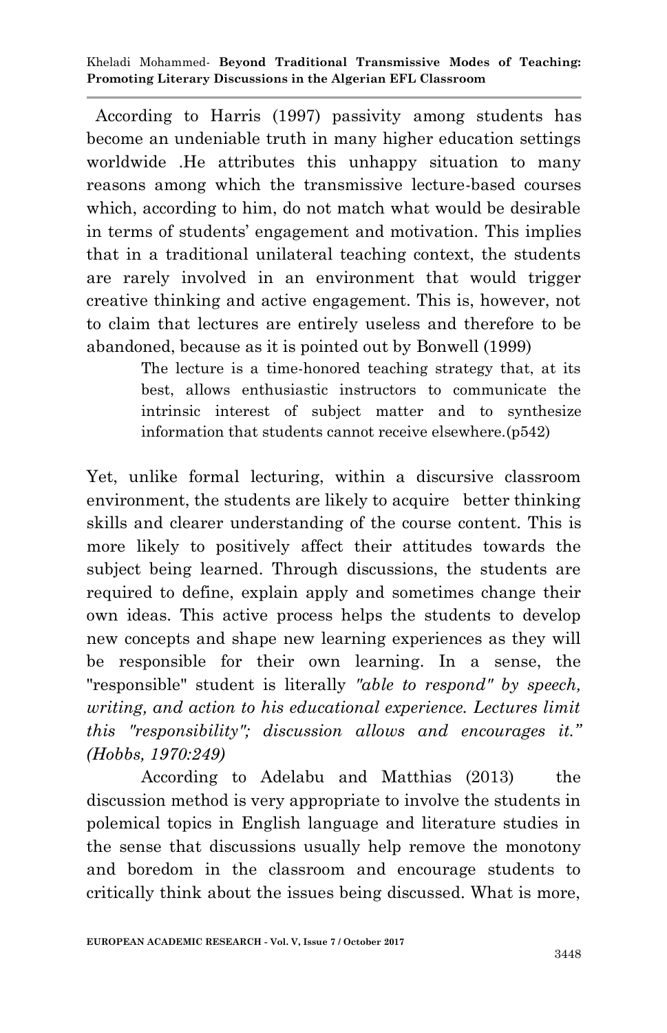According to Harris (1997) passivity among students has become an undeniable truth in many higher education settings worldwide .He attributes this unhappy situation to many reasons among which the transmissive lecture-based courses which, according to him, do not match what would be desirable in terms of students' engagement and motivation. This implies that in a traditional unilateral teaching context, the students are rarely involved in an environment that would trigger creative thinking and active engagement. This is, however, not to claim that lectures are entirely useless and therefore to be abandoned, because as it is pointed out by Bonwell (1999)

> The lecture is a time-honored teaching strategy that, at its best, allows enthusiastic instructors to communicate the intrinsic interest of subject matter and to synthesize information that students cannot receive elsewhere.(p542)

Yet, unlike formal lecturing, within a discursive classroom environment, the students are likely to acquire better thinking skills and clearer understanding of the course content. This is more likely to positively affect their attitudes towards the subject being learned. Through discussions, the students are required to define, explain apply and sometimes change their own ideas. This active process helps the students to develop new concepts and shape new learning experiences as they will be responsible for their own learning. In a sense, the "responsible" student is literally *"able to respond" by speech, writing, and action to his educational experience. Lectures limit this "responsibility"; discussion allows and encourages it." (Hobbs, 1970:249)*

According to Adelabu and Matthias (2013) the discussion method is very appropriate to involve the students in polemical topics in English language and literature studies in the sense that discussions usually help remove the monotony and boredom in the classroom and encourage students to critically think about the issues being discussed. What is more,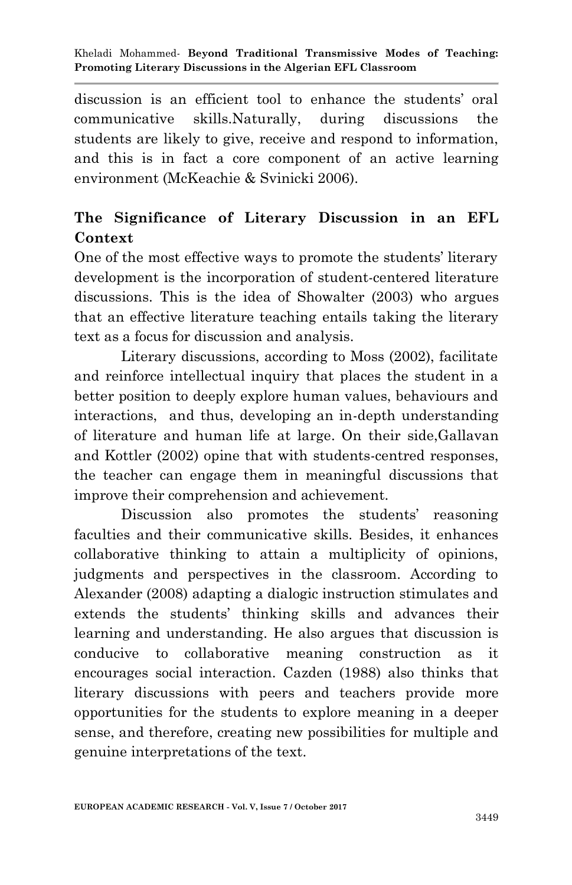discussion is an efficient tool to enhance the students' oral communicative skills.Naturally, during discussions the students are likely to give, receive and respond to information, and this is in fact a core component of an active learning environment (McKeachie & Svinicki 2006).

## The Significance of Literary Discussion in an EFL Context

One of the most effective ways to promote the students' literary development is the incorporation of student-centered literature discussions. This is the idea of Showalter (2003) who argues that an effective literature teaching entails taking the literary text as a focus for discussion and analysis.

Literary discussions, according to Moss (2002), facilitate and reinforce intellectual inquiry that places the student in a better position to deeply explore human values, behaviours and interactions, and thus, developing an in-depth understanding of literature and human life at large. On their side,Gallavan and Kottler (2002) opine that with students-centred responses, the teacher can engage them in meaningful discussions that improve their comprehension and achievement.

Discussion also promotes the students' reasoning faculties and their communicative skills. Besides, it enhances collaborative thinking to attain a multiplicity of opinions, judgments and perspectives in the classroom. According to Alexander (2008) adapting a dialogic instruction stimulates and extends the students' thinking skills and advances their learning and understanding. He also argues that discussion is conducive to collaborative meaning construction as it encourages social interaction. Cazden (1988) also thinks that literary discussions with peers and teachers provide more opportunities for the students to explore meaning in a deeper sense, and therefore, creating new possibilities for multiple and genuine interpretations of the text.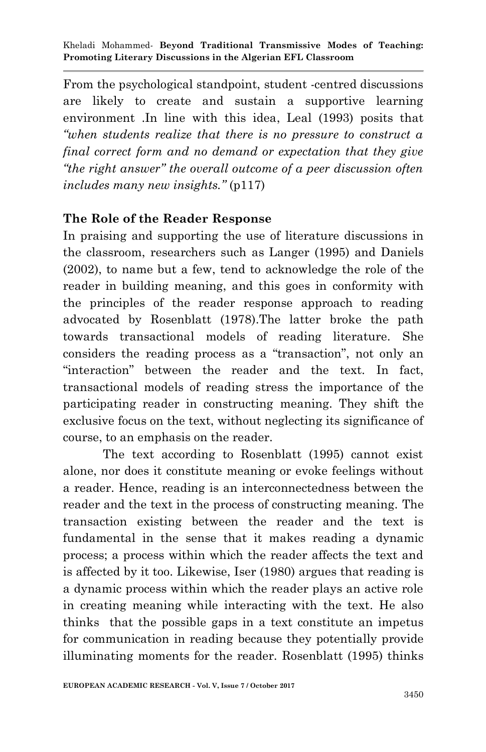From the psychological standpoint, student -centred discussions are likely to create and sustain a supportive learning environment .In line with this idea, Leal (1993) posits that *"when students realize that there is no pressure to construct a final correct form and no demand or expectation that they give "the right answer" the overall outcome of a peer discussion often includes many new insights."* (p117)

## The Role of the Reader Response

In praising and supporting the use of literature discussions in the classroom, researchers such as Langer (1995) and Daniels (2002), to name but a few, tend to acknowledge the role of the reader in building meaning, and this goes in conformity with the principles of the reader response approach to reading advocated by Rosenblatt (1978).The latter broke the path towards transactional models of reading literature. She considers the reading process as a "transaction", not only an "interaction" between the reader and the text. In fact, transactional models of reading stress the importance of the participating reader in constructing meaning. They shift the exclusive focus on the text, without neglecting its significance of course, to an emphasis on the reader.

The text according to Rosenblatt (1995) cannot exist alone, nor does it constitute meaning or evoke feelings without a reader. Hence, reading is an interconnectedness between the reader and the text in the process of constructing meaning. The transaction existing between the reader and the text is fundamental in the sense that it makes reading a dynamic process; a process within which the reader affects the text and is affected by it too. Likewise, Iser (1980) argues that reading is a dynamic process within which the reader plays an active role in creating meaning while interacting with the text. He also thinks that the possible gaps in a text constitute an impetus for communication in reading because they potentially provide illuminating moments for the reader. Rosenblatt (1995) thinks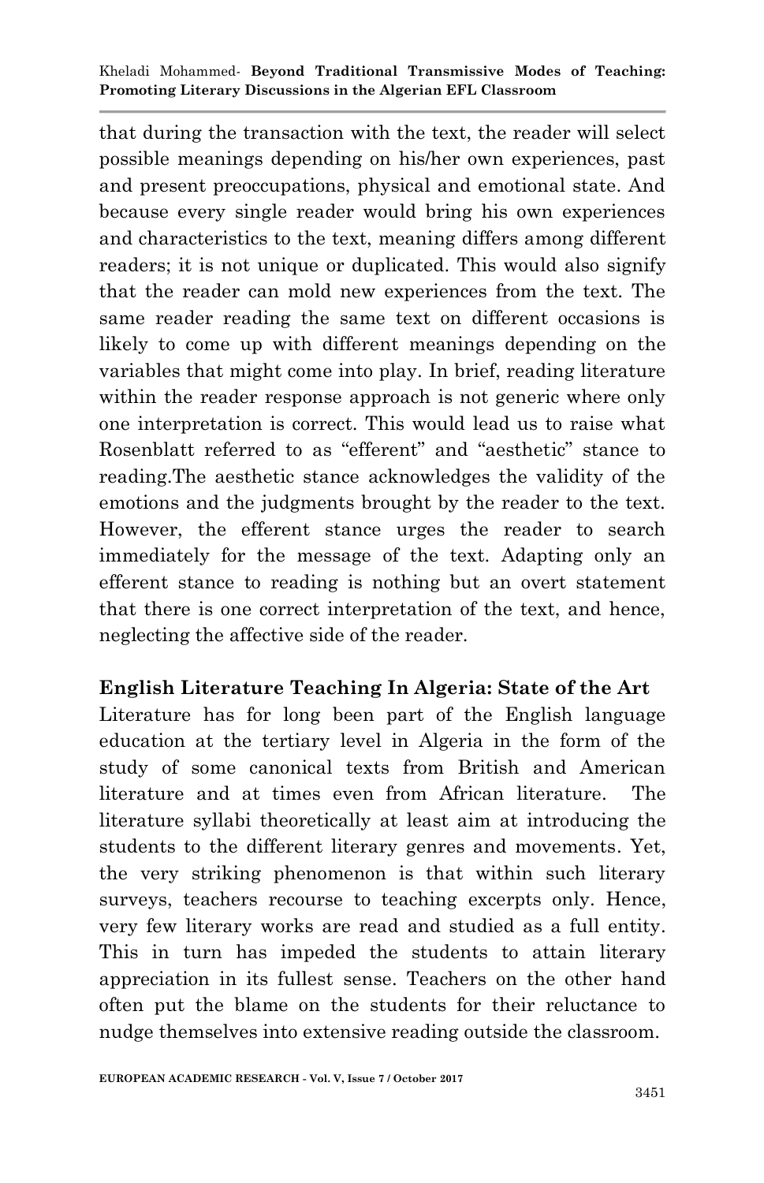that during the transaction with the text, the reader will select possible meanings depending on his/her own experiences, past and present preoccupations, physical and emotional state. And because every single reader would bring his own experiences and characteristics to the text, meaning differs among different readers; it is not unique or duplicated. This would also signify that the reader can mold new experiences from the text. The same reader reading the same text on different occasions is likely to come up with different meanings depending on the variables that might come into play. In brief, reading literature within the reader response approach is not generic where only one interpretation is correct. This would lead us to raise what Rosenblatt referred to as "efferent" and "aesthetic" stance to reading.The aesthetic stance acknowledges the validity of the emotions and the judgments brought by the reader to the text. However, the efferent stance urges the reader to search immediately for the message of the text. Adapting only an efferent stance to reading is nothing but an overt statement that there is one correct interpretation of the text, and hence, neglecting the affective side of the reader.

## English Literature Teaching In Algeria: State of the Art

Literature has for long been part of the English language education at the tertiary level in Algeria in the form of the study of some canonical texts from British and American literature and at times even from African literature. The literature syllabi theoretically at least aim at introducing the students to the different literary genres and movements. Yet, the very striking phenomenon is that within such literary surveys, teachers recourse to teaching excerpts only. Hence, very few literary works are read and studied as a full entity. This in turn has impeded the students to attain literary appreciation in its fullest sense. Teachers on the other hand often put the blame on the students for their reluctance to nudge themselves into extensive reading outside the classroom.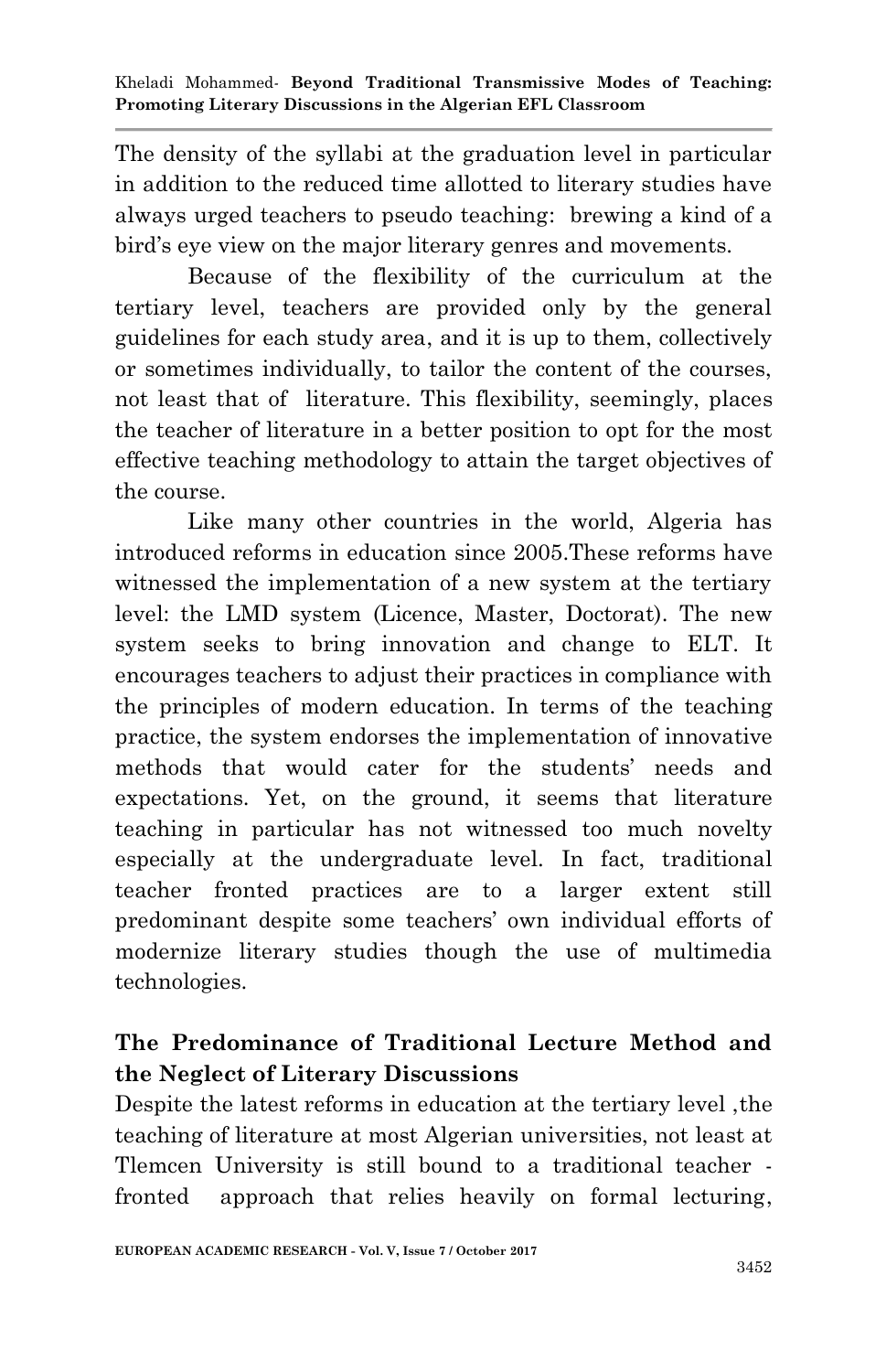The density of the syllabi at the graduation level in particular in addition to the reduced time allotted to literary studies have always urged teachers to pseudo teaching: brewing a kind of a bird's eye view on the major literary genres and movements.

Because of the flexibility of the curriculum at the tertiary level, teachers are provided only by the general guidelines for each study area, and it is up to them, collectively or sometimes individually, to tailor the content of the courses, not least that of literature. This flexibility, seemingly, places the teacher of literature in a better position to opt for the most effective teaching methodology to attain the target objectives of the course.

Like many other countries in the world, Algeria has introduced reforms in education since 2005.These reforms have witnessed the implementation of a new system at the tertiary level: the LMD system (Licence, Master, Doctorat). The new system seeks to bring innovation and change to ELT. It encourages teachers to adjust their practices in compliance with the principles of modern education. In terms of the teaching practice, the system endorses the implementation of innovative methods that would cater for the students' needs and expectations. Yet, on the ground, it seems that literature teaching in particular has not witnessed too much novelty especially at the undergraduate level. In fact, traditional teacher fronted practices are to a larger extent still predominant despite some teachers' own individual efforts of modernize literary studies though the use of multimedia technologies.

## The Predominance of Traditional Lecture Method and the Neglect of Literary Discussions

Despite the latest reforms in education at the tertiary level ,the teaching of literature at most Algerian universities, not least at Tlemcen University is still bound to a traditional teacher - fronted approach that relies heavily on formal lecturing,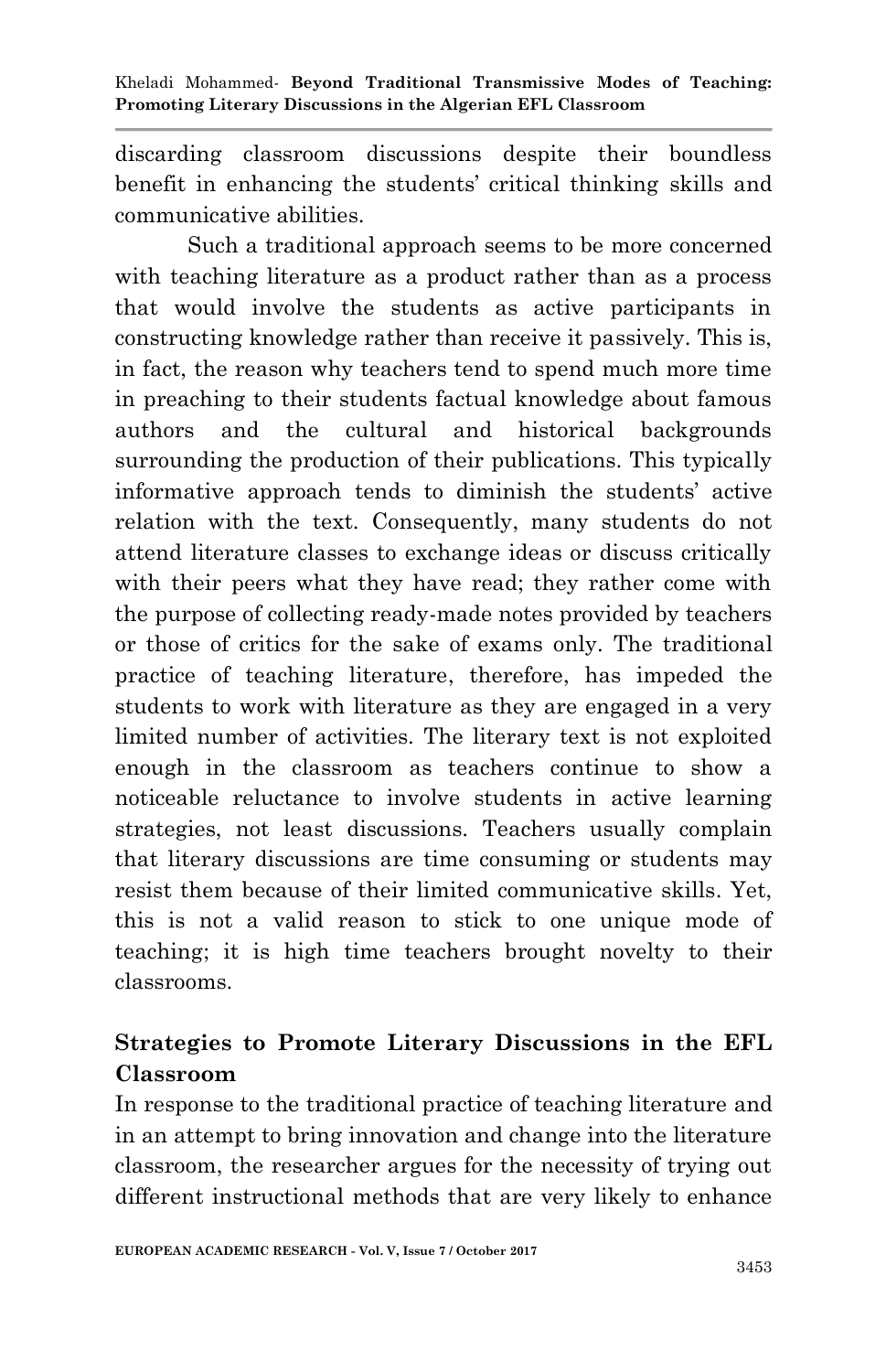discarding classroom discussions despite their boundless benefit in enhancing the students' critical thinking skills and communicative abilities.

Such a traditional approach seems to be more concerned with teaching literature as a product rather than as a process that would involve the students as active participants in constructing knowledge rather than receive it passively. This is, in fact, the reason why teachers tend to spend much more time in preaching to their students factual knowledge about famous authors and the cultural and historical backgrounds surrounding the production of their publications. This typically informative approach tends to diminish the students' active relation with the text. Consequently, many students do not attend literature classes to exchange ideas or discuss critically with their peers what they have read; they rather come with the purpose of collecting ready-made notes provided by teachers or those of critics for the sake of exams only. The traditional practice of teaching literature, therefore, has impeded the students to work with literature as they are engaged in a very limited number of activities. The literary text is not exploited enough in the classroom as teachers continue to show a noticeable reluctance to involve students in active learning strategies, not least discussions. Teachers usually complain that literary discussions are time consuming or students may resist them because of their limited communicative skills. Yet, this is not a valid reason to stick to one unique mode of teaching; it is high time teachers brought novelty to their classrooms.

## Strategies to Promote Literary Discussions in the EFL Classroom

In response to the traditional practice of teaching literature and in an attempt to bring innovation and change into the literature classroom, the researcher argues for the necessity of trying out different instructional methods that are very likely to enhance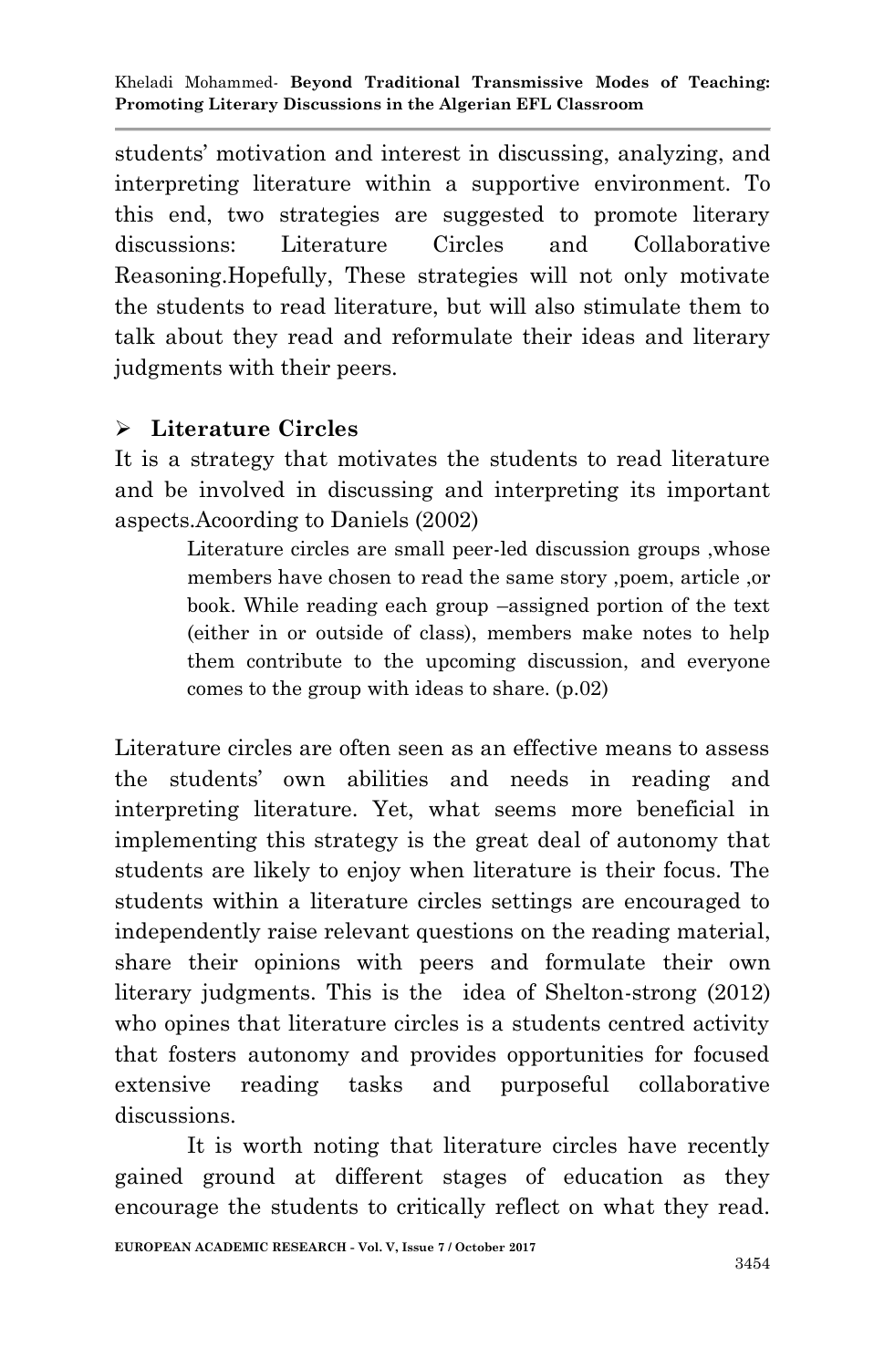students' motivation and interest in discussing, analyzing, and interpreting literature within a supportive environment. To this end, two strategies are suggested to promote literary discussions: Literature Circles and Collaborative Reasoning.Hopefully, These strategies will not only motivate the students to read literature, but will also stimulate them to talk about they read and reformulate their ideas and literary judgments with their peers.

- **Literature Circles**

It is a strategy that motivates the students to read literature and be involved in discussing and interpreting its important aspects.Acoording to Daniels (2002)

> Literature circles are small peer-led discussion groups ,whose members have chosen to read the same story ,poem, article ,or book. While reading each group –assigned portion of the text (either in or outside of class), members make notes to help them contribute to the upcoming discussion, and everyone comes to the group with ideas to share. (p.02)

Literature circles are often seen as an effective means to assess the students' own abilities and needs in reading and interpreting literature. Yet, what seems more beneficial in implementing this strategy is the great deal of autonomy that students are likely to enjoy when literature is their focus. The students within a literature circles settings are encouraged to independently raise relevant questions on the reading material, share their opinions with peers and formulate their own literary judgments. This is the idea of Shelton-strong (2012) who opines that literature circles is a students centred activity that fosters autonomy and provides opportunities for focused extensive reading tasks and purposeful collaborative discussions.

It is worth noting that literature circles have recently gained ground at different stages of education as they encourage the students to critically reflect on what they read.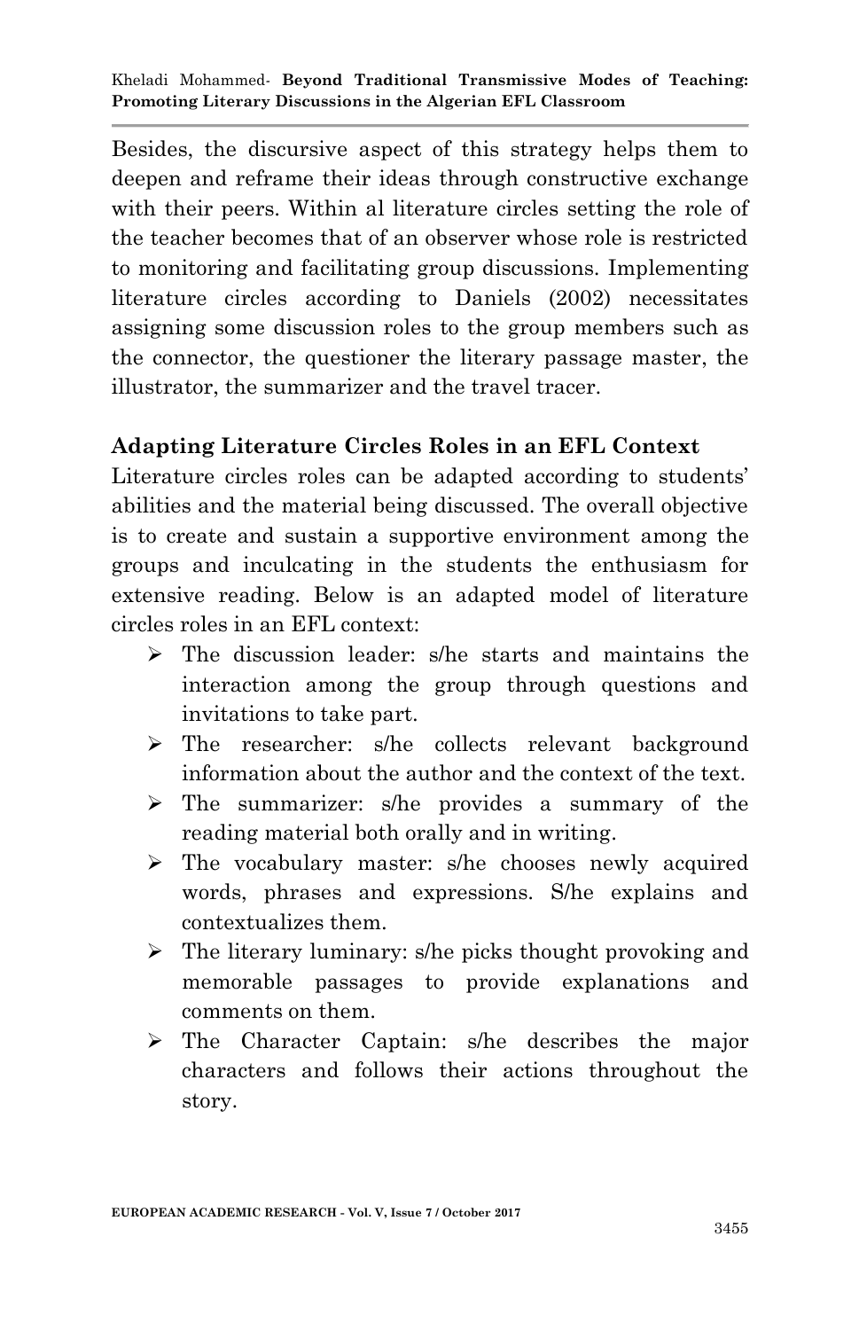Besides, the discursive aspect of this strategy helps them to deepen and reframe their ideas through constructive exchange with their peers. Within al literature circles setting the role of the teacher becomes that of an observer whose role is restricted to monitoring and facilitating group discussions. Implementing literature circles according to Daniels (2002) necessitates assigning some discussion roles to the group members such as the connector, the questioner the literary passage master, the illustrator, the summarizer and the travel tracer.

**Adapting Literature Circles Roles in an EFL Context**

Literature circles roles can be adapted according to students' abilities and the material being discussed. The overall objective is to create and sustain a supportive environment among the groups and inculcating in the students the enthusiasm for extensive reading. Below is an adapted model of literature circles roles in an EFL context:

- The discussion leader: s/he starts and maintains the interaction among the group through questions and invitations to take part.
- The researcher: s/he collects relevant background information about the author and the context of the text.
- The summarizer: s/he provides a summary of the reading material both orally and in writing.
- The vocabulary master: s/he chooses newly acquired words, phrases and expressions. S/he explains and contextualizes them.
- The literary luminary: s/he picks thought provoking and memorable passages to provide explanations and comments on them.
- The Character Captain: s/he describes the major characters and follows their actions throughout the story.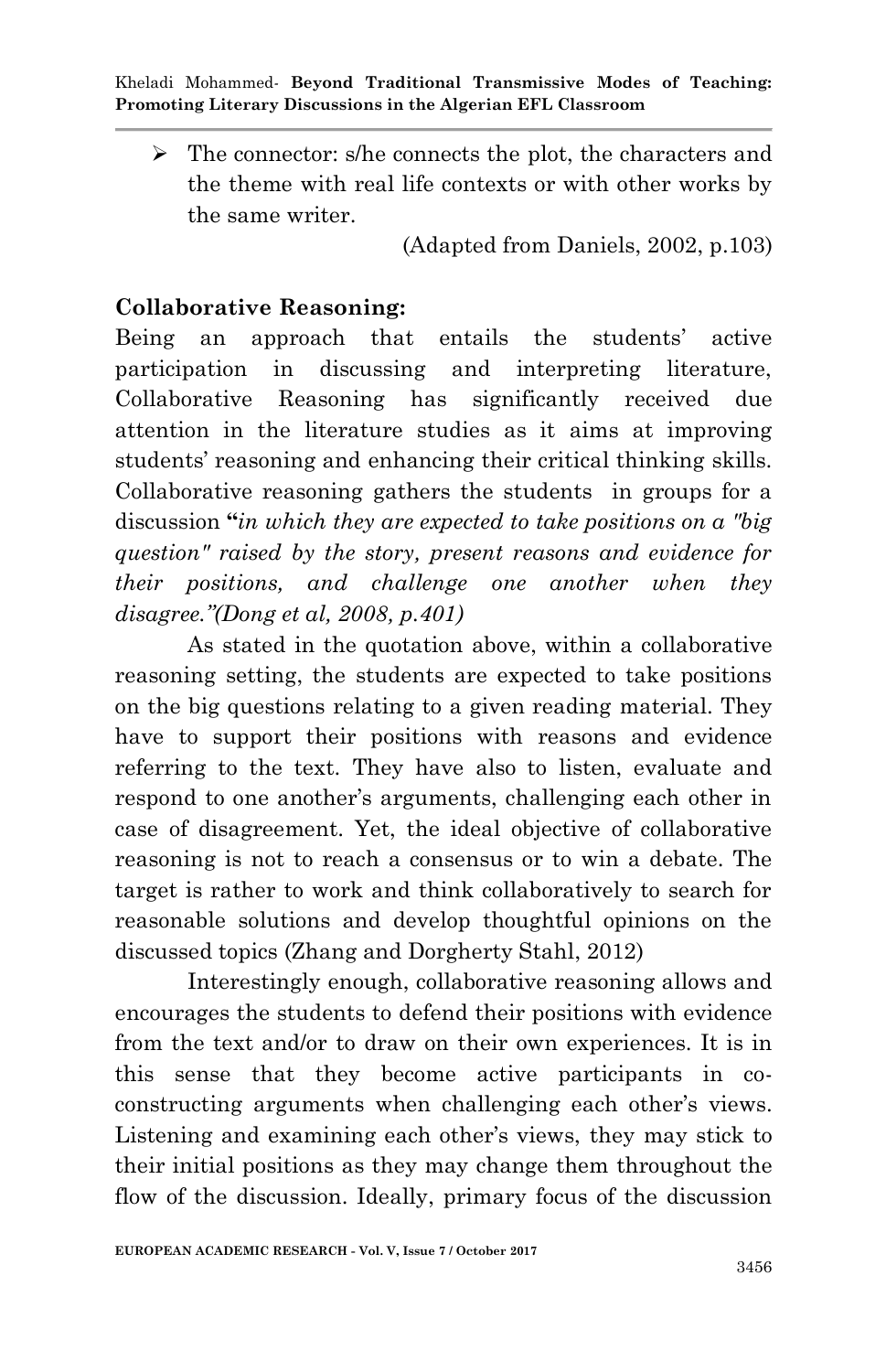- The connector: s/he connects the plot, the characters and the theme with real life contexts or with other works by the same writer.

(Adapted from Daniels, 2002, p.103)

**Collaborative Reasoning:**

Being an approach that entails the students' active participation in discussing and interpreting literature, Collaborative Reasoning has significantly received due attention in the literature studies as it aims at improving students' reasoning and enhancing their critical thinking skills. Collaborative reasoning gathers the students in groups for a discussion **"***in which they are expected to take positions on a "big question" raised by the story, present reasons and evidence for their positions, and challenge one another when they disagree."(Dong et al, 2008, p.401)*

As stated in the quotation above, within a collaborative reasoning setting, the students are expected to take positions on the big questions relating to a given reading material. They have to support their positions with reasons and evidence referring to the text. They have also to listen, evaluate and respond to one another's arguments, challenging each other in case of disagreement. Yet, the ideal objective of collaborative reasoning is not to reach a consensus or to win a debate. The target is rather to work and think collaboratively to search for reasonable solutions and develop thoughtful opinions on the discussed topics (Zhang and Dorgherty Stahl, 2012)

Interestingly enough, collaborative reasoning allows and encourages the students to defend their positions with evidence from the text and/or to draw on their own experiences. It is in this sense that they become active participants in co-constructing arguments when challenging each other's views. Listening and examining each other's views, they may stick to their initial positions as they may change them throughout the flow of the discussion. Ideally, primary focus of the discussion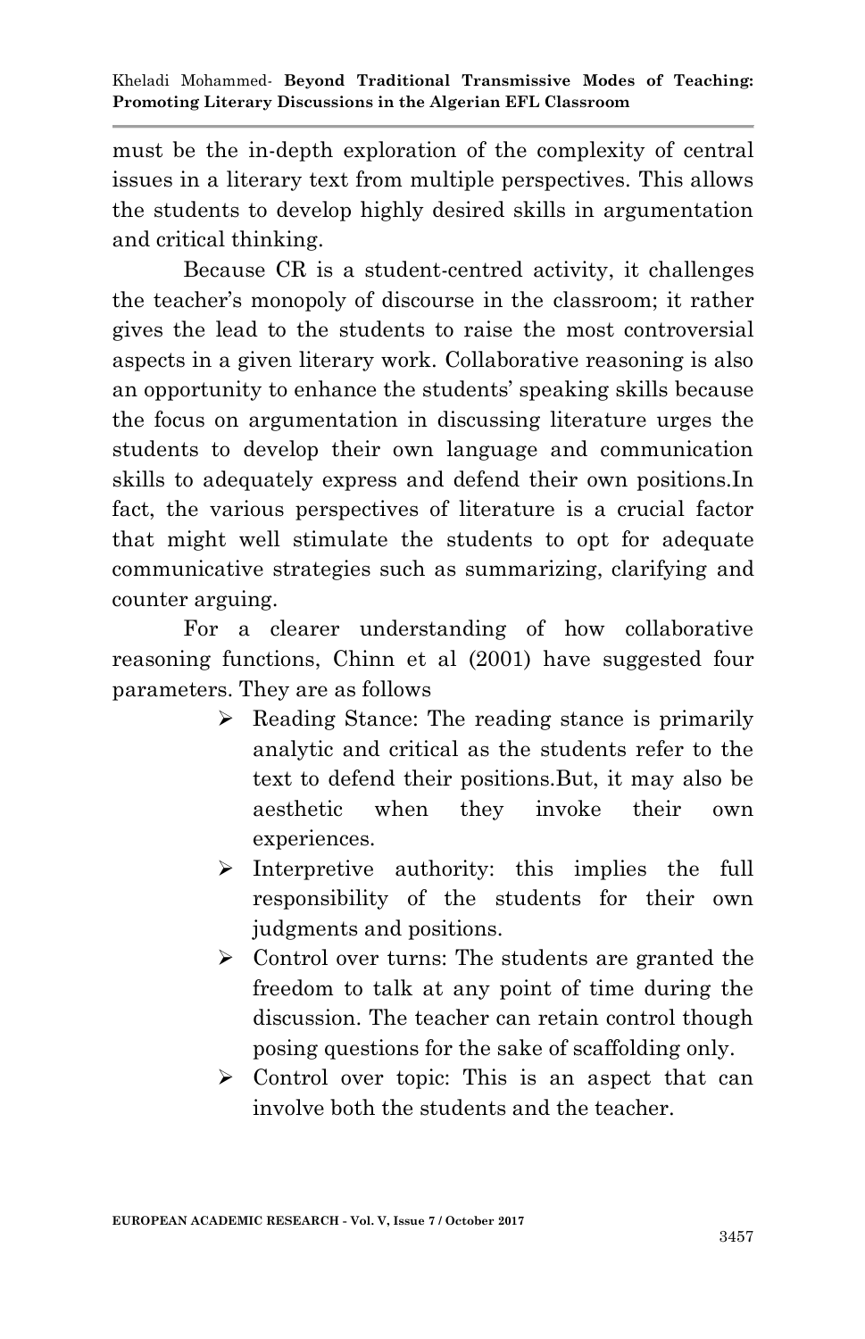must be the in-depth exploration of the complexity of central issues in a literary text from multiple perspectives. This allows the students to develop highly desired skills in argumentation and critical thinking.

Because CR is a student-centred activity, it challenges the teacher's monopoly of discourse in the classroom; it rather gives the lead to the students to raise the most controversial aspects in a given literary work. Collaborative reasoning is also an opportunity to enhance the students' speaking skills because the focus on argumentation in discussing literature urges the students to develop their own language and communication skills to adequately express and defend their own positions.In fact, the various perspectives of literature is a crucial factor that might well stimulate the students to opt for adequate communicative strategies such as summarizing, clarifying and counter arguing.

For a clearer understanding of how collaborative reasoning functions, Chinn et al (2001) have suggested four parameters. They are as follows

- Reading Stance: The reading stance is primarily analytic and critical as the students refer to the text to defend their positions.But, it may also be aesthetic when they invoke their own experiences.
- Interpretive authority: this implies the full responsibility of the students for their own judgments and positions.
- Control over turns: The students are granted the freedom to talk at any point of time during the discussion. The teacher can retain control though posing questions for the sake of scaffolding only.
- Control over topic: This is an aspect that can involve both the students and the teacher.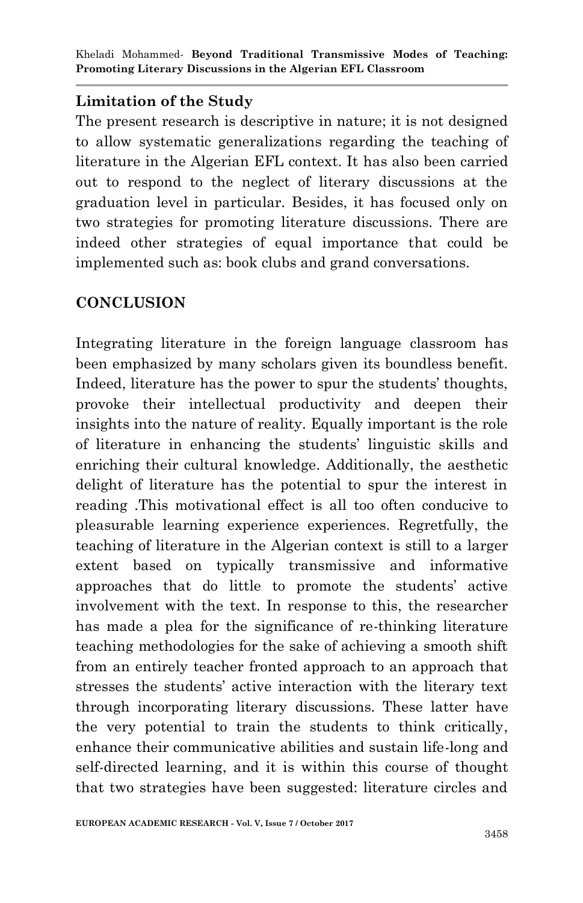## Limitation of the Study

The present research is descriptive in nature; it is not designed to allow systematic generalizations regarding the teaching of literature in the Algerian EFL context. It has also been carried out to respond to the neglect of literary discussions at the graduation level in particular. Besides, it has focused only on two strategies for promoting literature discussions. There are indeed other strategies of equal importance that could be implemented such as: book clubs and grand conversations.

## CONCLUSION

Integrating literature in the foreign language classroom has been emphasized by many scholars given its boundless benefit. Indeed, literature has the power to spur the students' thoughts, provoke their intellectual productivity and deepen their insights into the nature of reality. Equally important is the role of literature in enhancing the students' linguistic skills and enriching their cultural knowledge. Additionally, the aesthetic delight of literature has the potential to spur the interest in reading .This motivational effect is all too often conducive to pleasurable learning experience experiences. Regretfully, the teaching of literature in the Algerian context is still to a larger extent based on typically transmissive and informative approaches that do little to promote the students' active involvement with the text. In response to this, the researcher has made a plea for the significance of re-thinking literature teaching methodologies for the sake of achieving a smooth shift from an entirely teacher fronted approach to an approach that stresses the students' active interaction with the literary text through incorporating literary discussions. These latter have the very potential to train the students to think critically, enhance their communicative abilities and sustain life-long and self-directed learning, and it is within this course of thought that two strategies have been suggested: literature circles and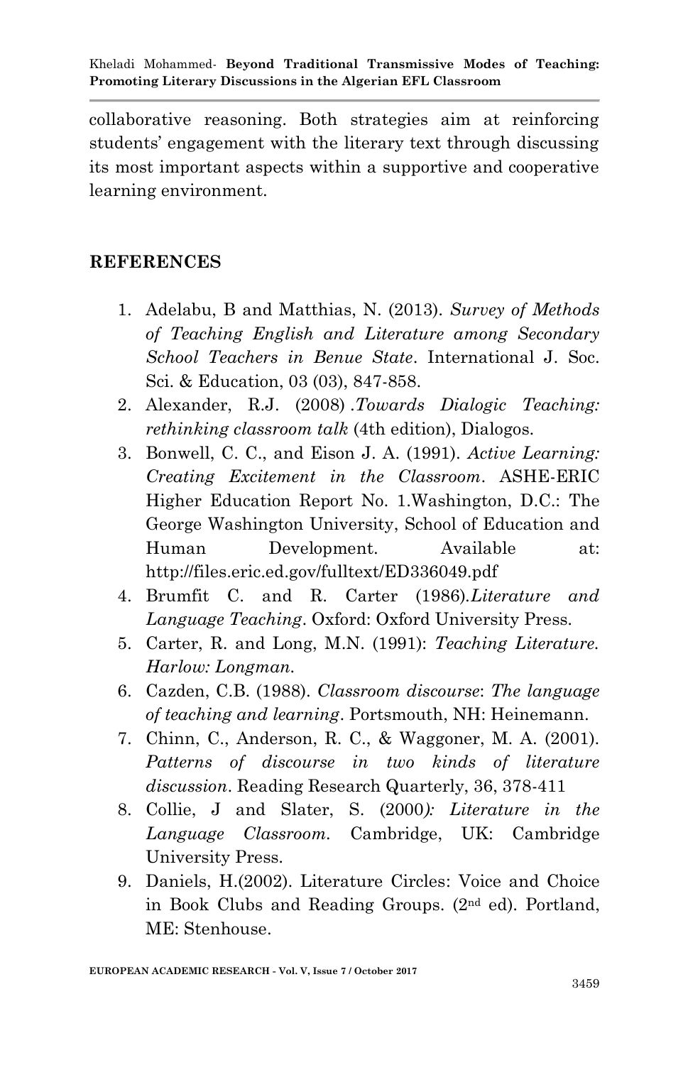collaborative reasoning. Both strategies aim at reinforcing students' engagement with the literary text through discussing its most important aspects within a supportive and cooperative learning environment.

## REFERENCES

1. Adelabu, B and Matthias, N. (2013). *Survey of Methods of Teaching English and Literature among Secondary School Teachers in Benue State*. International J. Soc. Sci. & Education, 03 (03), 847-858.
2. Alexander, R.J. (2008) .*Towards Dialogic Teaching: rethinking classroom talk* (4th edition), Dialogos.
3. Bonwell, C. C., and Eison J. A. (1991). *Active Learning: Creating Excitement in the Classroom*. ASHE-ERIC Higher Education Report No. 1.Washington, D.C.: The George Washington University, School of Education and Human Development. Available at: http://files.eric.ed.gov/fulltext/ED336049.pdf
4. Brumfit C. and R. Carter (1986).*Literature and Language Teaching*. Oxford: Oxford University Press.
5. Carter, R. and Long, M.N. (1991): *Teaching Literature. Harlow: Longman.*
6. Cazden, C.B. (1988). *Classroom discourse*: *The language of teaching and learning*. Portsmouth, NH: Heinemann.
7. Chinn, C., Anderson, R. C., & Waggoner, M. A. (2001). *Patterns of discourse in two kinds of literature discussion*. Reading Research Quarterly, 36, 378-411
8. Collie, J and Slater, S. (2000*): Literature in the Language Classroom.* Cambridge, UK: Cambridge University Press.
9. Daniels, H.(2002). Literature Circles: Voice and Choice in Book Clubs and Reading Groups. (2nd ed). Portland, ME: Stenhouse.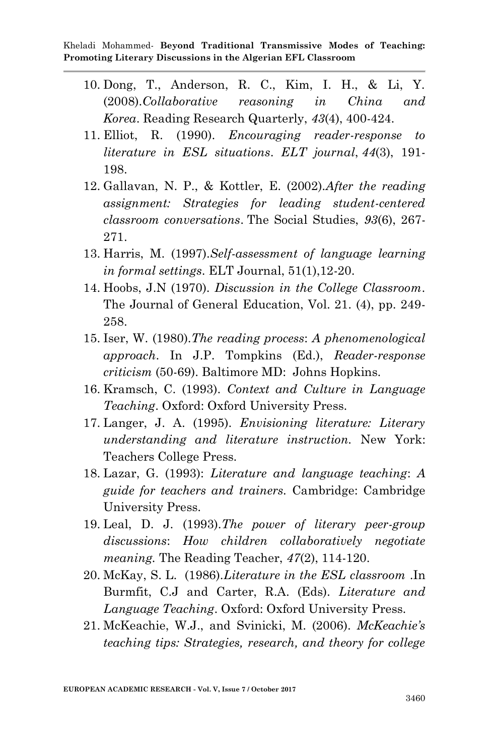10. Dong, T., Anderson, R. C., Kim, I. H., & Li, Y. (2008).*Collaborative reasoning in China and Korea*. Reading Research Quarterly, *43*(4), 400-424.
11. Elliot, R. (1990). *Encouraging reader-response to literature in ESL situations*. *ELT journal*, *44*(3), 191-198.
12. Gallavan, N. P., & Kottler, E. (2002).*After the reading assignment: Strategies for leading student-centered classroom conversations*. The Social Studies, *93*(6), 267-271.
13. Harris, M. (1997).*Self-assessment of language learning in formal settings*. ELT Journal, 51(1),12-20.
14. Hoobs, J.N (1970). *Discussion in the College Classroom*. The Journal of General Education, Vol. 21. (4), pp. 249-258.
15. Iser, W. (1980).*The reading process*: *A phenomenological approach*. In J.P. Tompkins (Ed.), *Reader-response criticism* (50-69). Baltimore MD: Johns Hopkins.
16. Kramsch, C. (1993). *Context and Culture in Language Teaching*. Oxford: Oxford University Press.
17. Langer, J. A. (1995). *Envisioning literature: Literary understanding and literature instruction.* New York: Teachers College Press.
18. Lazar, G. (1993): *Literature and language teaching*: *A guide for teachers and trainers.* Cambridge: Cambridge University Press.
19. Leal, D. J. (1993).*The power of literary peer-group discussions*: *How children collaboratively negotiate meaning.* The Reading Teacher, *47*(2), 114-120.
20. McKay, S. L. (1986).*Literature in the ESL classroom* .In Burmfit, C.J and Carter, R.A. (Eds). *Literature and Language Teaching*. Oxford: Oxford University Press.
21. McKeachie, W.J., and Svinicki, M. (2006). *McKeachie's teaching tips: Strategies, research, and theory for college*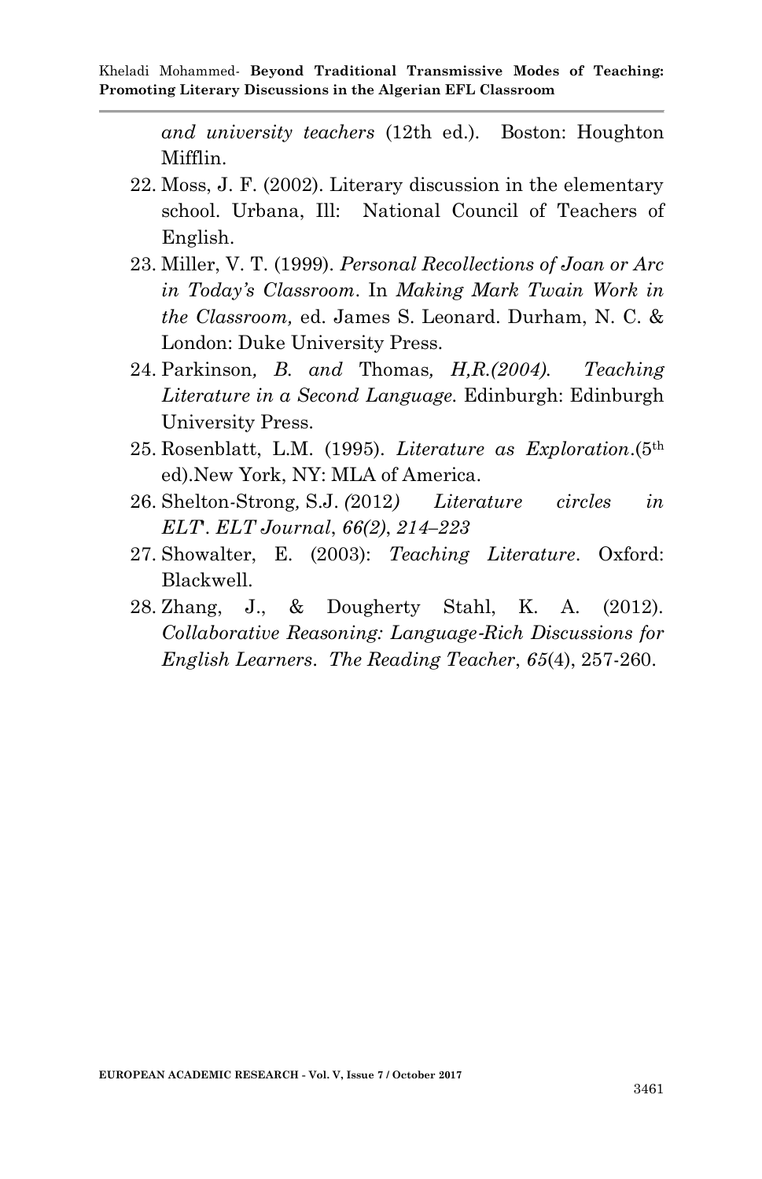*and university teachers* (12th ed.). Boston: Houghton Mifflin.

22. Moss, J. F. (2002). Literary discussion in the elementary school. Urbana, Ill: National Council of Teachers of English.
23. Miller, V. T. (1999). *Personal Recollections of Joan or Arc in Today's Classroom*. In *Making Mark Twain Work in the Classroom,* ed. James S. Leonard. Durham, N. C. & London: Duke University Press.
24. Parkinson*, B. and* Thomas*, H,R.(2004). Teaching Literature in a Second Language.* Edinburgh: Edinburgh University Press.
25. Rosenblatt, L.M. (1995). *Literature as Exploration*.(5th ed).New York, NY: MLA of America.
26. Shelton-Strong*,* S.J. *(*2012*) Literature circles in ELT*'*. ELT Journal*, *66(2)*, *214–223*
27. Showalter, E. (2003): *Teaching Literature*. Oxford: Blackwell.
28. Zhang, J., & Dougherty Stahl, K. A. (2012). *Collaborative Reasoning: Language-Rich Discussions for English Learners*. *The Reading Teacher*, *65*(4), 257-260.